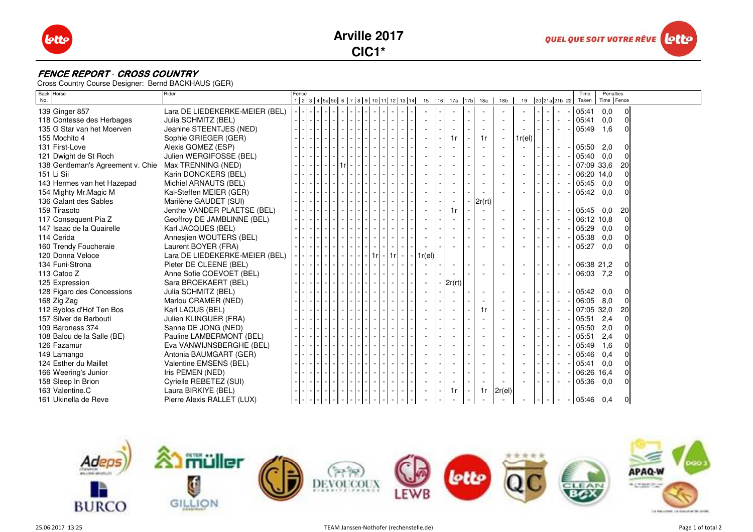# Arville 2017
# CIC1*

## *FENCE REPORT · CROSS COUNTRY*

Cross Country Course Designer: Bernd BACKHAUS (GER)

| Back No. | Horse | Rider | Fence 1 | 2 | 3 | 4 | 5a | 5b | 6 | 7 | 8 | 9 | 10 | 11 | 12 | 13 | 14 | 15 | 16 | 17a | 17b | 18a | 18b | 19 | 20 | 21a | 21b | 22 | Time Taken | Penalties Time | Penalties Fence |
|---|---|---|---|---|---|---|---|---|---|---|---|---|---|---|---|---|---|---|---|---|---|---|---|---|---|---|---|---|---|---|---|
| 139 | Ginger 857 | Lara DE LIEDEKERKE-MEIER (BEL) | - | - | - | - | - | - | - | - | - | - | - | - | - | - | - | - | - | - | - | - | - | - | - | - | - | - | 05:41 | 0,0 | 0 |
| 118 | Contesse des Herbages | Julia SCHMITZ (BEL) | - | - | - | - | - | - | - | - | - | - | - | - | - | - | - | - | - | - | - | - | - | - | - | - | - | - | 05:41 | 0,0 | 0 |
| 135 | G Star van het Moerven | Jeanine STEENTJES (NED) | - | - | - | - | - | - | - | - | - | - | - | - | - | - | - | - | - | - | - | - | - | - | - | - | - | - | 05:49 | 1,6 | 0 |
| 155 | Mochito 4 | Sophie GRIEGER (GER) | - | - | - | - | - | - | - | - | - | - | - | - | - | - | - | - | - | 1r | - | 1r | - | 1r(el) | | | | | | | |
| 131 | First-Love | Alexis GOMEZ (ESP) | - | - | - | - | - | - | - | - | - | - | - | - | - | - | - | - | - | - | - | - | - | - | - | - | - | - | 05:50 | 2,0 | 0 |
| 121 | Dwight de St Roch | Julien WERGIFOSSE (BEL) | - | - | - | - | - | - | - | - | - | - | - | - | - | - | - | - | - | - | - | - | - | - | - | - | - | - | 05:40 | 0,0 | 0 |
| 138 | Gentleman's Agreement v. Chie | Max TRENNING (NED) | - | - | - | - | - | - | 1r | - | - | - | - | - | - | - | - | - | - | - | - | - | - | - | - | - | - | - | 07:09 | 33,6 | 20 |
| 151 | Li Sii | Karin DONCKERS (BEL) | - | - | - | - | - | - | - | - | - | - | - | - | - | - | - | - | - | - | - | - | - | - | - | - | - | - | 06:20 | 14,0 | 0 |
| 143 | Hermes van het Hazepad | Michiel ARNAUTS (BEL) | - | - | - | - | - | - | - | - | - | - | - | - | - | - | - | - | - | - | - | - | - | - | - | - | - | - | 05:45 | 0,0 | 0 |
| 154 | Mighty Mr.Magic M | Kai-Steffen MEIER (GER) | - | - | - | - | - | - | - | - | - | - | - | - | - | - | - | - | - | - | - | - | - | - | - | - | - | - | 05:42 | 0,0 | 0 |
| 136 | Galant des Sables | Marilène GAUDET (SUI) | - | - | - | - | - | - | - | - | - | - | - | - | - | - | - | - | - | - | - | 2r(rt) | | | | | | | | | |
| 159 | Tirasoto | Jenthe VANDER PLAETSE (BEL) | - | - | - | - | - | - | - | - | - | - | - | - | - | - | - | - | - | 1r | - | - | - | - | - | - | - | - | 05:45 | 0,0 | 20 |
| 117 | Consequent Pia Z | Geoffroy DE JAMBLINNE (BEL) | - | - | - | - | - | - | - | - | - | - | - | - | - | - | - | - | - | - | - | - | - | - | - | - | - | - | 06:12 | 10,8 | 0 |
| 147 | Isaac de la Quairelle | Karl JACQUES (BEL) | - | - | - | - | - | - | - | - | - | - | - | - | - | - | - | - | - | - | - | - | - | - | - | - | - | - | 05:29 | 0,0 | 0 |
| 114 | Cerida | Annesjien WOUTERS (BEL) | - | - | - | - | - | - | - | - | - | - | - | - | - | - | - | - | - | - | - | - | - | - | - | - | - | - | 05:38 | 0,0 | 0 |
| 160 | Trendy Foucheraie | Laurent BOYER (FRA) | - | - | - | - | - | - | - | - | - | - | - | - | - | - | - | - | - | - | - | - | - | - | - | - | - | - | 05:27 | 0,0 | 0 |
| 120 | Donna Veloce | Lara DE LIEDEKERKE-MEIER (BEL) | - | - | - | - | - | - | - | - | - | - | 1r | - | 1r | - | - | 1r(el) | | | | | | | | | | | | | |
| 134 | Funi-Strona | Pieter DE CLEENE (BEL) | - | - | - | - | - | - | - | - | - | - | - | - | - | - | - | - | - | - | - | - | - | - | - | - | - | - | 06:38 | 21,2 | 0 |
| 113 | Catoo Z | Anne Sofie COEVOET (BEL) | - | - | - | - | - | - | - | - | - | - | - | - | - | - | - | - | - | - | - | - | - | - | - | - | - | - | 06:03 | 7,2 | 0 |
| 125 | Expression | Sara BROEKAERT (BEL) | - | - | - | - | - | - | - | - | - | - | - | - | - | - | - | - | - | 2r(rt) | | | | | | | | | | | |
| 128 | Figaro des Concessions | Julia SCHMITZ (BEL) | - | - | - | - | - | - | - | - | - | - | - | - | - | - | - | - | - | - | - | - | - | - | - | - | - | - | 05:42 | 0,0 | 0 |
| 168 | Zig Zag | Marlou CRAMER (NED) | - | - | - | - | - | - | - | - | - | - | - | - | - | - | - | - | - | - | - | - | - | - | - | - | - | - | 06:05 | 8,0 | 0 |
| 112 | Byblos d'Hof Ten Bos | Karl LACUS (BEL) | - | - | - | - | - | - | - | - | - | - | - | - | - | - | - | - | - | - | - | 1r | - | - | - | - | - | - | 07:05 | 32,0 | 20 |
| 157 | Silver de Barbouti | Julien KLINGUER (FRA) | - | - | - | - | - | - | - | - | - | - | - | - | - | - | - | - | - | - | - | - | - | - | - | - | - | - | 05:51 | 2,4 | 0 |
| 109 | Baroness 374 | Sanne DE JONG (NED) | - | - | - | - | - | - | - | - | - | - | - | - | - | - | - | - | - | - | - | - | - | - | - | - | - | - | 05:50 | 2,0 | 0 |
| 108 | Balou de la Salle (BE) | Pauline LAMBERMONT (BEL) | - | - | - | - | - | - | - | - | - | - | - | - | - | - | - | - | - | - | - | - | - | - | - | - | - | - | 05:51 | 2,4 | 0 |
| 126 | Fazamur | Eva VANWIJNSBERGHE (BEL) | - | - | - | - | - | - | - | - | - | - | - | - | - | - | - | - | - | - | - | - | - | - | - | - | - | - | 05:49 | 1,6 | 0 |
| 149 | Lamango | Antonia BAUMGART (GER) | - | - | - | - | - | - | - | - | - | - | - | - | - | - | - | - | - | - | - | - | - | - | - | - | - | - | 05:46 | 0,4 | 0 |
| 124 | Esther du Maillet | Valentine EMSENS (BEL) | - | - | - | - | - | - | - | - | - | - | - | - | - | - | - | - | - | - | - | - | - | - | - | - | - | - | 05:41 | 0,0 | 0 |
| 166 | Weering's Junior | Iris PEMEN (NED) | - | - | - | - | - | - | - | - | - | - | - | - | - | - | - | - | - | - | - | - | - | - | - | - | - | - | 06:26 | 16,4 | 0 |
| 158 | Sleep In Brion | Cyrielle REBETEZ (SUI) | - | - | - | - | - | - | - | - | - | - | - | - | - | - | - | - | - | - | - | - | - | - | - | - | - | - | 05:36 | 0,0 | 0 |
| 163 | Valentine.C | Laura BIRKIYE (BEL) | - | - | - | - | - | - | - | - | - | - | - | - | - | - | - | - | - | 1r | - | 1r | 2r(el) | | | | | | | | |
| 161 | Ukinella de Reve | Pierre Alexis RALLET (LUX) | - | - | - | - | - | - | - | - | - | - | - | - | - | - | - | - | - | - | - | - | - | - | - | - | - | - | 05:46 | 0,4 | 0 |

25.06.2017 13:25 — TEAM Janssen·Nothofer (rechenstelle.de)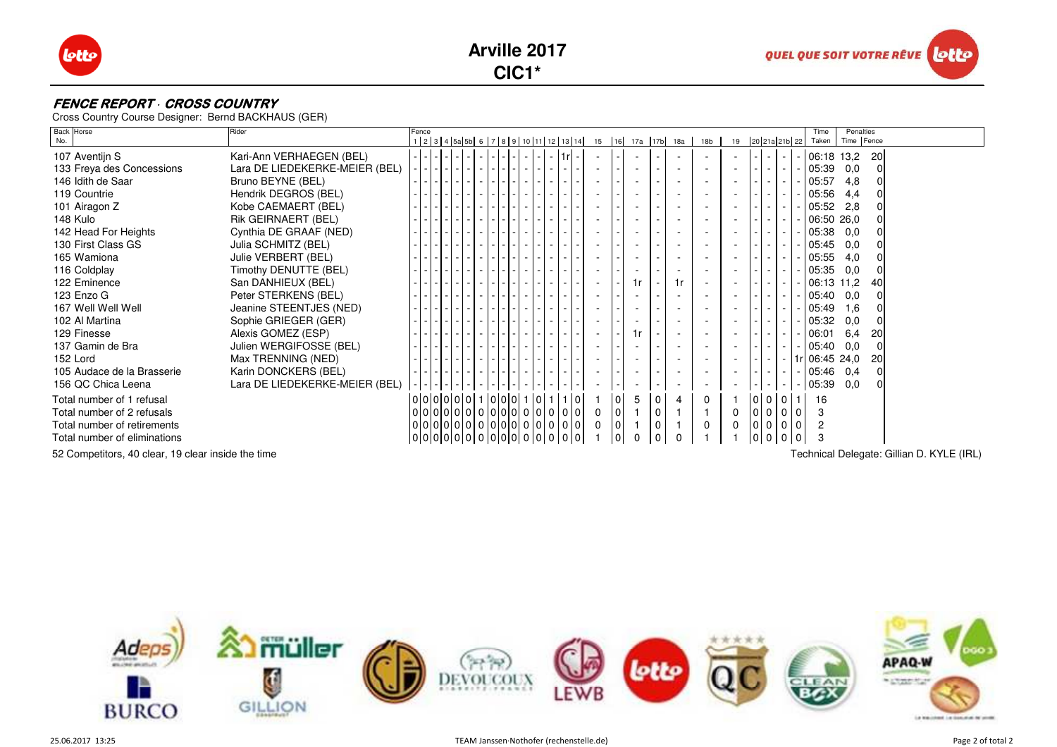# Arville 2017

# CIC1*

## *FENCE REPORT - CROSS COUNTRY*

Cross Country Course Designer: Bernd BACKHAUS (GER)

| Back No. | Horse | Rider | 1 | 2 | 3 | 4 | 5a | 5b | 6 | 7 | 8 | 9 | 10 | 11 | 12 | 13 | 14 | 15 | 16 | 17a | 17b | 18a | 18b | 19 | 20 | 21a | 21b | 22 | Time Taken | Penalties Time | Penalties Fence |
|---|---|---|---|---|---|---|---|---|---|---|---|---|---|---|---|---|---|---|---|---|---|---|---|---|---|---|---|---|---|---|---|
| 107 | Aventijn S | Kari-Ann VERHAEGEN (BEL) | - | - | - | - | - | - | - | - | - | - | - | - | - | 1r | - | - | - | - | - | - | - | - | - | - | - | - | 06:18 | 13,2 | 20 |
| 133 | Freya des Concessions | Lara DE LIEDEKERKE-MEIER (BEL) | - | - | - | - | - | - | - | - | - | - | - | - | - | - | - | - | - | - | - | - | - | - | - | - | - | - | 05:39 | 0,0 | 0 |
| 146 | Idith de Saar | Bruno BEYNE (BEL) | - | - | - | - | - | - | - | - | - | - | - | - | - | - | - | - | - | - | - | - | - | - | - | - | - | - | 05:57 | 4,8 | 0 |
| 119 | Countrie | Hendrik DEGROS (BEL) | - | - | - | - | - | - | - | - | - | - | - | - | - | - | - | - | - | - | - | - | - | - | - | - | - | - | 05:56 | 4,4 | 0 |
| 101 | Airagon Z | Kobe CAEMAERT (BEL) | - | - | - | - | - | - | - | - | - | - | - | - | - | - | - | - | - | - | - | - | - | - | - | - | - | - | 05:52 | 2,8 | 0 |
| 148 | Kulo | Rik GEIRNAERT (BEL) | - | - | - | - | - | - | - | - | - | - | - | - | - | - | - | - | - | - | - | - | - | - | - | - | - | - | 06:50 | 26,0 | 0 |
| 142 | Head For Heights | Cynthia DE GRAAF (NED) | - | - | - | - | - | - | - | - | - | - | - | - | - | - | - | - | - | - | - | - | - | - | - | - | - | - | 05:38 | 0,0 | 0 |
| 130 | First Class GS | Julia SCHMITZ (BEL) | - | - | - | - | - | - | - | - | - | - | - | - | - | - | - | - | - | - | - | - | - | - | - | - | - | - | 05:45 | 0,0 | 0 |
| 165 | Wamiona | Julie VERBERT (BEL) | - | - | - | - | - | - | - | - | - | - | - | - | - | - | - | - | - | - | - | - | - | - | - | - | - | - | 05:55 | 4,0 | 0 |
| 116 | Coldplay | Timothy DENUTTE (BEL) | - | - | - | - | - | - | - | - | - | - | - | - | - | - | - | - | - | - | - | - | - | - | - | - | - | - | 05:35 | 0,0 | 0 |
| 122 | Eminence | San DANHIEUX (BEL) | - | - | - | - | - | - | - | - | - | - | - | - | - | - | - | - | - | 1r | - | 1r | - | - | - | - | - | - | 06:13 | 11,2 | 40 |
| 123 | Enzo G | Peter STERKENS (BEL) | - | - | - | - | - | - | - | - | - | - | - | - | - | - | - | - | - | - | - | - | - | - | - | - | - | - | 05:40 | 0,0 | 0 |
| 167 | Well Well Well | Jeanine STEENTJES (NED) | - | - | - | - | - | - | - | - | - | - | - | - | - | - | - | - | - | - | - | - | - | - | - | - | - | - | 05:49 | 1,6 | 0 |
| 102 | Al Martina | Sophie GRIEGER (GER) | - | - | - | - | - | - | - | - | - | - | - | - | - | - | - | - | - | - | - | - | - | - | - | - | - | - | 05:32 | 0,0 | 0 |
| 129 | Finesse | Alexis GOMEZ (ESP) | - | - | - | - | - | - | - | - | - | - | - | - | - | - | - | - | - | 1r | - | - | - | - | - | - | - | - | 06:01 | 6,4 | 20 |
| 137 | Gamin de Bra | Julien WERGIFOSSE (BEL) | - | - | - | - | - | - | - | - | - | - | - | - | - | - | - | - | - | - | - | - | - | - | - | - | - | - | 05:40 | 0,0 | 0 |
| 152 | Lord | Max TRENNING (NED) | - | - | - | - | - | - | - | - | - | - | - | - | - | - | - | - | - | - | - | - | - | - | - | - | - | 1r | 06:45 | 24,0 | 20 |
| 105 | Audace de la Brasserie | Karin DONCKERS (BEL) | - | - | - | - | - | - | - | - | - | - | - | - | - | - | - | - | - | - | - | - | - | - | - | - | - | - | 05:46 | 0,4 | 0 |
| 156 | QC Chica Leena | Lara DE LIEDEKERKE-MEIER (BEL) | - | - | - | - | - | - | - | - | - | - | - | - | - | - | - | - | - | - | - | - | - | - | - | - | - | - | 05:39 | 0,0 | 0 |
| Total number of 1 refusal | | | 0 | 0 | 0 | 0 | 0 | 0 | 1 | 0 | 0 | 0 | 1 | 0 | 1 | 1 | 0 | 1 | 0 | 5 | 0 | 4 | 0 | 1 | 0 | 0 | 0 | 1 | 16 | | |
| Total number of 2 refusals | | | 0 | 0 | 0 | 0 | 0 | 0 | 0 | 0 | 0 | 0 | 0 | 0 | 0 | 0 | 0 | 0 | 0 | 1 | 0 | 1 | 1 | 0 | 0 | 0 | 0 | 0 | 3 | | |
| Total number of retirements | | | 0 | 0 | 0 | 0 | 0 | 0 | 0 | 0 | 0 | 0 | 0 | 0 | 0 | 0 | 0 | 0 | 0 | 1 | 0 | 1 | 0 | 0 | 0 | 0 | 0 | 0 | 2 | | |
| Total number of eliminations | | | 0 | 0 | 0 | 0 | 0 | 0 | 0 | 0 | 0 | 0 | 0 | 0 | 0 | 0 | 0 | 1 | 0 | 0 | 0 | 0 | 1 | 1 | 0 | 0 | 0 | 0 | 3 | | |

52 Competitors, 40 clear, 19 clear inside the time

Technical Delegate: Gillian D. KYLE (IRL)